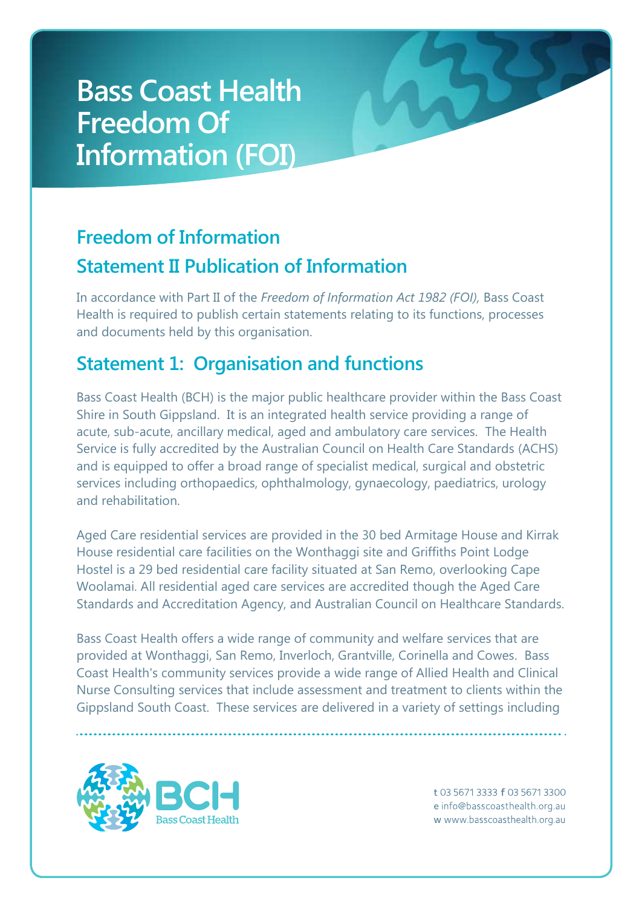# Bass Coast Health Freedom Of Information (FOI)

## Freedom of Information

## Statement II Publication of Information

In accordance with Part II of the *Freedom of Information Act 1982 (FOI),* Bass Coast Health is required to publish certain statements relating to its functions, processes and documents held by this organisation.

## Statement 1: Organisation and functions

Bass Coast Health (BCH) is the major public healthcare provider within the Bass Coast Shire in South Gippsland. It is an integrated health service providing a range of acute, sub-acute, ancillary medical, aged and ambulatory care services. The Health Service is fully accredited by the Australian Council on Health Care Standards (ACHS) and is equipped to offer a broad range of specialist medical, surgical and obstetric services including orthopaedics, ophthalmology, gynaecology, paediatrics, urology and rehabilitation.

Aged Care residential services are provided in the 30 bed Armitage House and Kirrak House residential care facilities on the Wonthaggi site and Griffiths Point Lodge Hostel is a 29 bed residential care facility situated at San Remo, overlooking Cape Woolamai. All residential aged care services are accredited though the Aged Care Standards and Accreditation Agency, and Australian Council on Healthcare Standards.

Bass Coast Health offers a wide range of community and welfare services that are provided at Wonthaggi, San Remo, Inverloch, Grantville, Corinella and Cowes. Bass Coast Health's community services provide a wide range of Allied Health and Clinical Nurse Consulting services that include assessment and treatment to clients within the Gippsland South Coast. These services are delivered in a variety of settings including

BCH
Bass Coast Health

t 03 5671 3333 f 03 5671 3300
e info@basscoasthealth.org.au
w www.basscoasthealth.org.au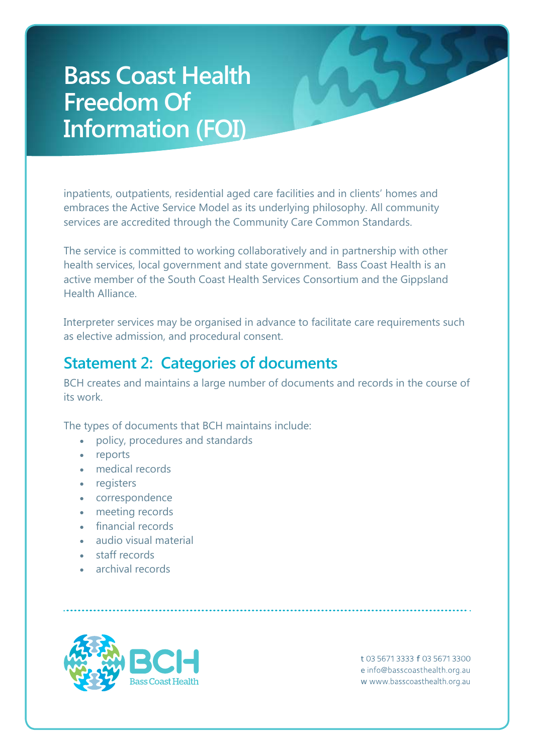inpatients, outpatients, residential aged care facilities and in clients' homes and embraces the Active Service Model as its underlying philosophy. All community services are accredited through the Community Care Common Standards.

The service is committed to working collaboratively and in partnership with other health services, local government and state government. Bass Coast Health is an active member of the South Coast Health Services Consortium and the Gippsland Health Alliance.

Interpreter services may be organised in advance to facilitate care requirements such as elective admission, and procedural consent.

## Statement 2: Categories of documents

BCH creates and maintains a large number of documents and records in the course of its work.

The types of documents that BCH maintains include:

- policy, procedures and standards
- reports
- medical records
- registers
- correspondence
- meeting records
- financial records
- audio visual material
- staff records
- archival records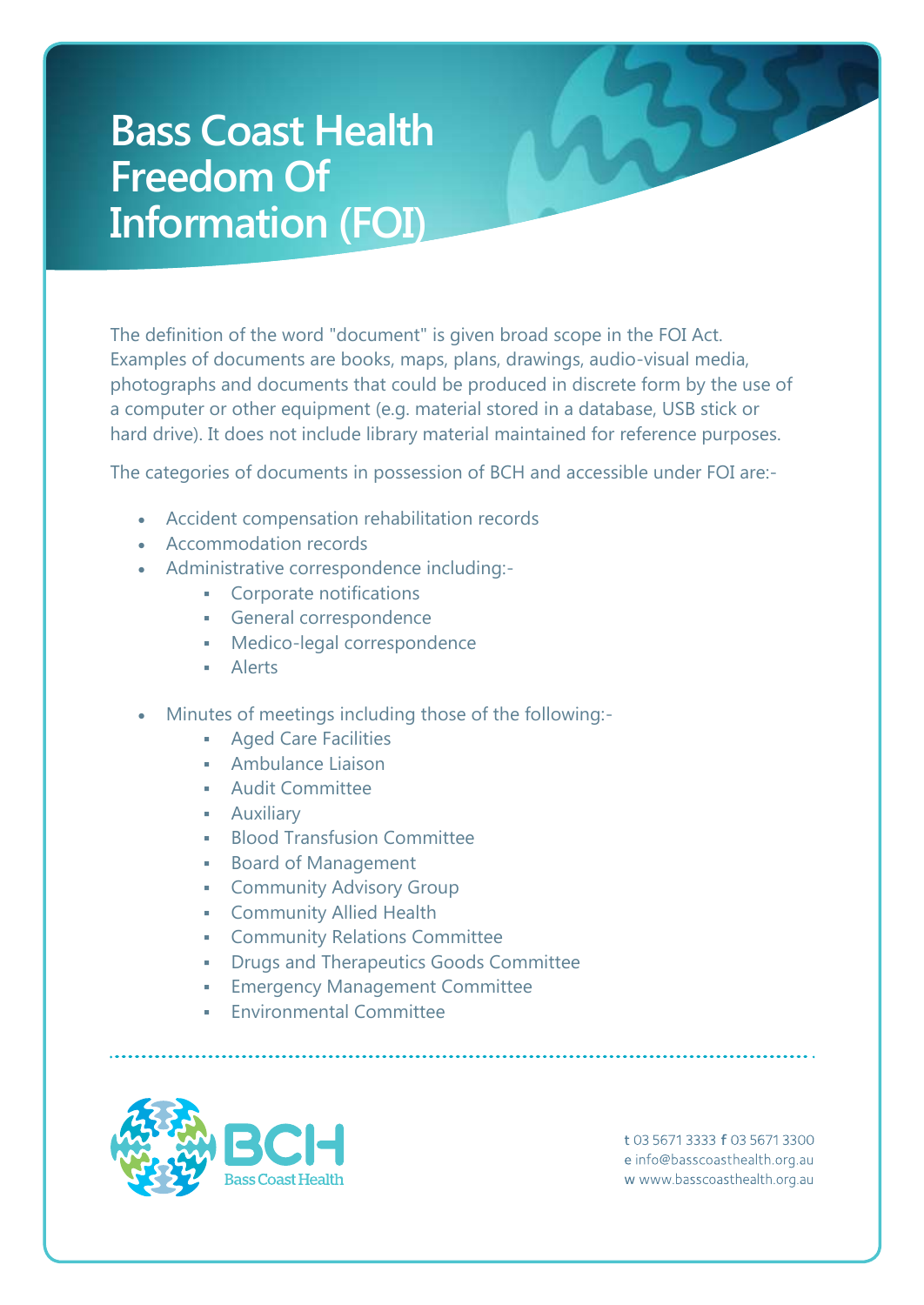# Bass Coast Health Freedom Of Information (FOI)

The definition of the word "document" is given broad scope in the FOI Act. Examples of documents are books, maps, plans, drawings, audio-visual media, photographs and documents that could be produced in discrete form by the use of a computer or other equipment (e.g. material stored in a database, USB stick or hard drive). It does not include library material maintained for reference purposes.

The categories of documents in possession of BCH and accessible under FOI are:-

- Accident compensation rehabilitation records
- Accommodation records
- Administrative correspondence including:-
  - Corporate notifications
  - General correspondence
  - Medico-legal correspondence
  - Alerts

- Minutes of meetings including those of the following:-
  - Aged Care Facilities
  - Ambulance Liaison
  - Audit Committee
  - Auxiliary
  - Blood Transfusion Committee
  - Board of Management
  - Community Advisory Group
  - Community Allied Health
  - Community Relations Committee
  - Drugs and Therapeutics Goods Committee
  - Emergency Management Committee
  - Environmental Committee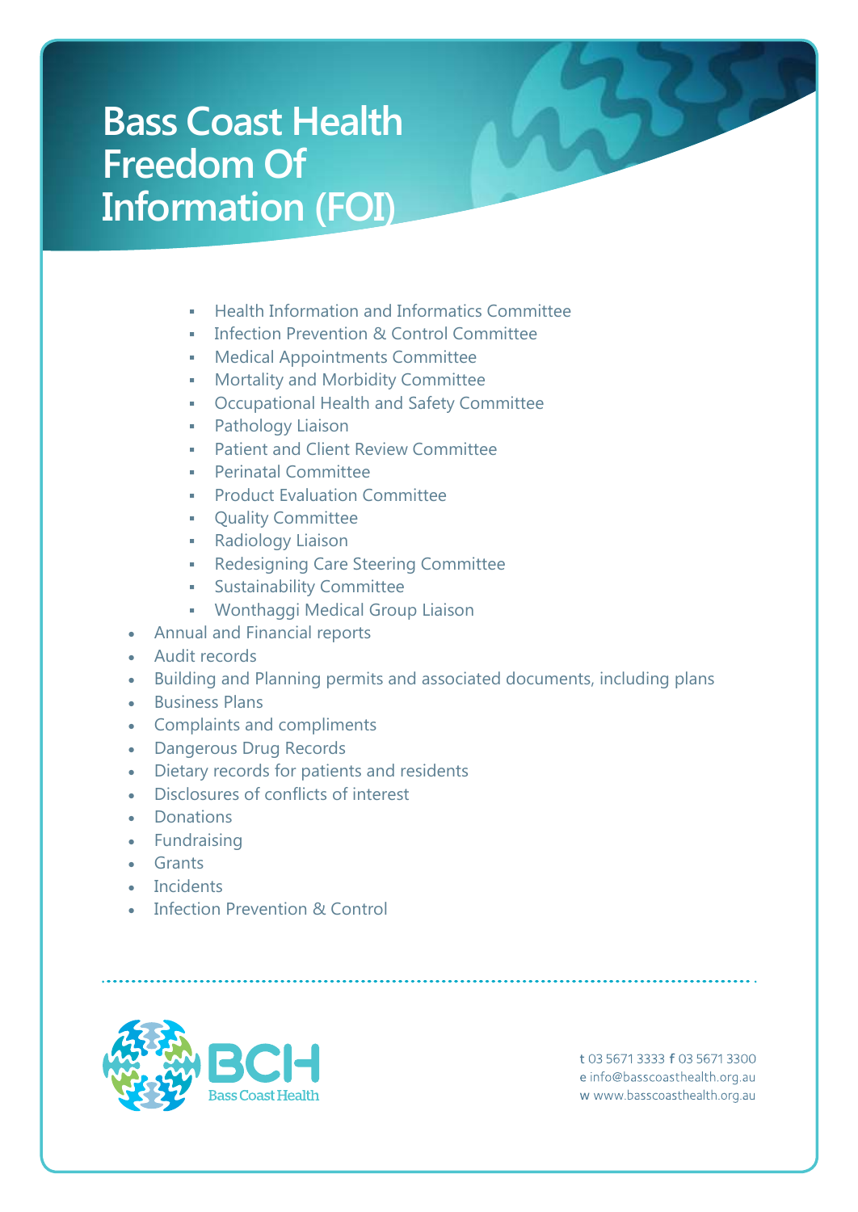# Bass Coast Health Freedom Of Information (FOI)

    - Health Information and Informatics Committee
    - Infection Prevention & Control Committee
    - Medical Appointments Committee
    - Mortality and Morbidity Committee
    - Occupational Health and Safety Committee
    - Pathology Liaison
    - Patient and Client Review Committee
    - Perinatal Committee
    - Product Evaluation Committee
    - Quality Committee
    - Radiology Liaison
    - Redesigning Care Steering Committee
    - Sustainability Committee
    - Wonthaggi Medical Group Liaison
- Annual and Financial reports
- Audit records
- Building and Planning permits and associated documents, including plans
- Business Plans
- Complaints and compliments
- Dangerous Drug Records
- Dietary records for patients and residents
- Disclosures of conflicts of interest
- Donations
- Fundraising
- Grants
- Incidents
- Infection Prevention & Control

BCH Bass Coast Health

t 03 5671 3333 f 03 5671 3300
e info@basscoasthealth.org.au
w www.basscoasthealth.org.au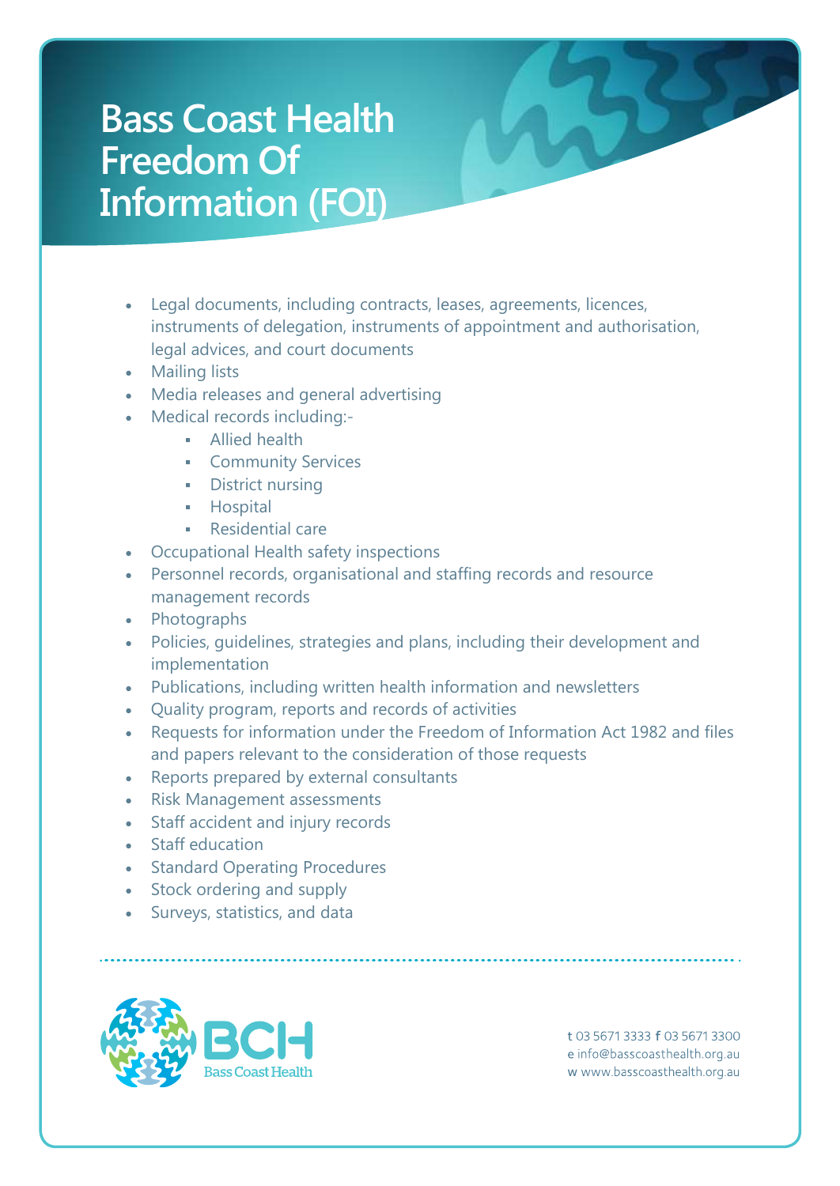# Bass Coast Health Freedom Of Information (FOI)

- Legal documents, including contracts, leases, agreements, licences, instruments of delegation, instruments of appointment and authorisation, legal advices, and court documents
- Mailing lists
- Media releases and general advertising
- Medical records including:-
  - Allied health
  - Community Services
  - District nursing
  - Hospital
  - Residential care
- Occupational Health safety inspections
- Personnel records, organisational and staffing records and resource management records
- Photographs
- Policies, guidelines, strategies and plans, including their development and implementation
- Publications, including written health information and newsletters
- Quality program, reports and records of activities
- Requests for information under the Freedom of Information Act 1982 and files and papers relevant to the consideration of those requests
- Reports prepared by external consultants
- Risk Management assessments
- Staff accident and injury records
- Staff education
- Standard Operating Procedures
- Stock ordering and supply
- Surveys, statistics, and data

BCH Bass Coast Health

t 03 5671 3333 f 03 5671 3300
e info@basscoasthealth.org.au
w www.basscoasthealth.org.au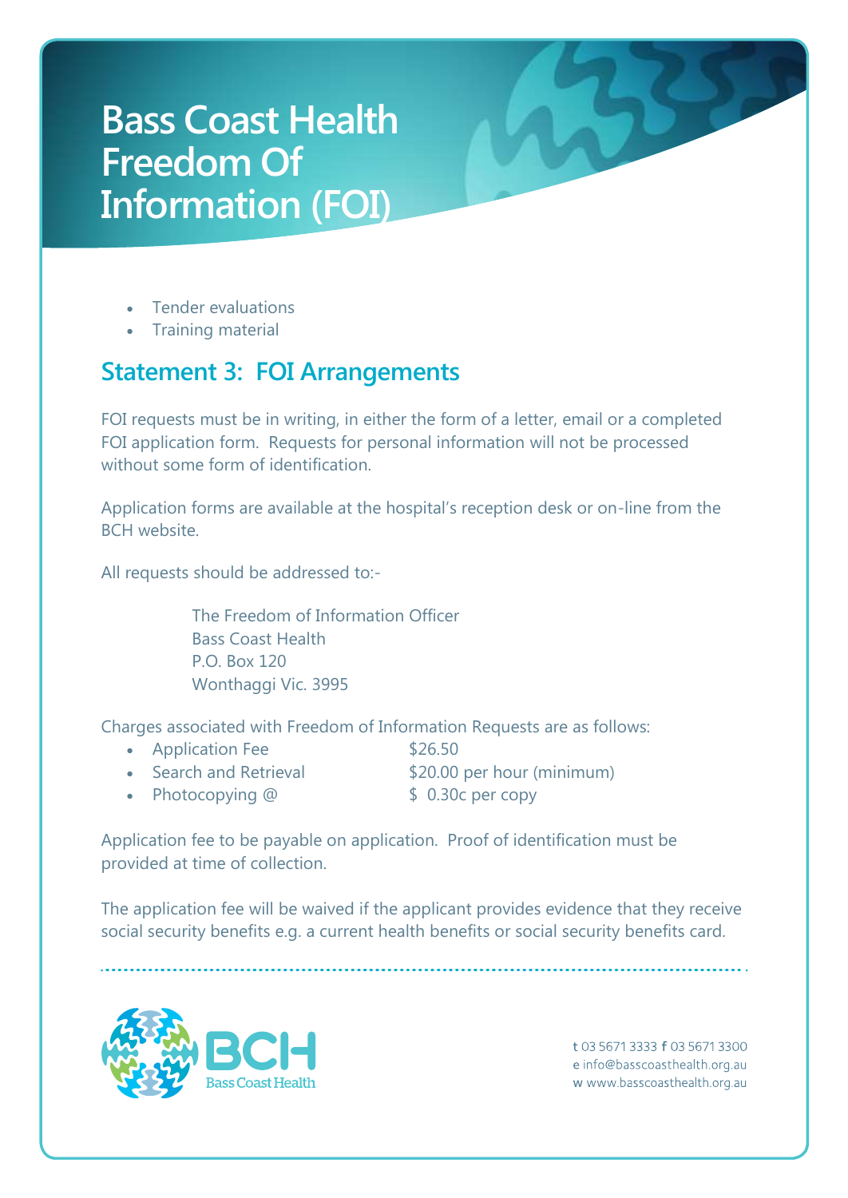- Tender evaluations
- Training material

## Statement 3:  FOI Arrangements

FOI requests must be in writing, in either the form of a letter, email or a completed FOI application form.  Requests for personal information will not be processed without some form of identification.

Application forms are available at the hospital's reception desk or on-line from the BCH website.

All requests should be addressed to:-

> The Freedom of Information Officer
> Bass Coast Health
> P.O. Box 120
> Wonthaggi Vic. 3995

Charges associated with Freedom of Information Requests are as follows:

- Application Fee — $26.50
- Search and Retrieval — $20.00 per hour (minimum)
- Photocopying @ — $ 0.30c per copy

Application fee to be payable on application.  Proof of identification must be provided at time of collection.

The application fee will be waived if the applicant provides evidence that they receive social security benefits e.g. a current health benefits or social security benefits card.

BCH Bass Coast Health

t 03 5671 3333 f 03 5671 3300
e info@basscoasthealth.org.au
w www.basscoasthealth.org.au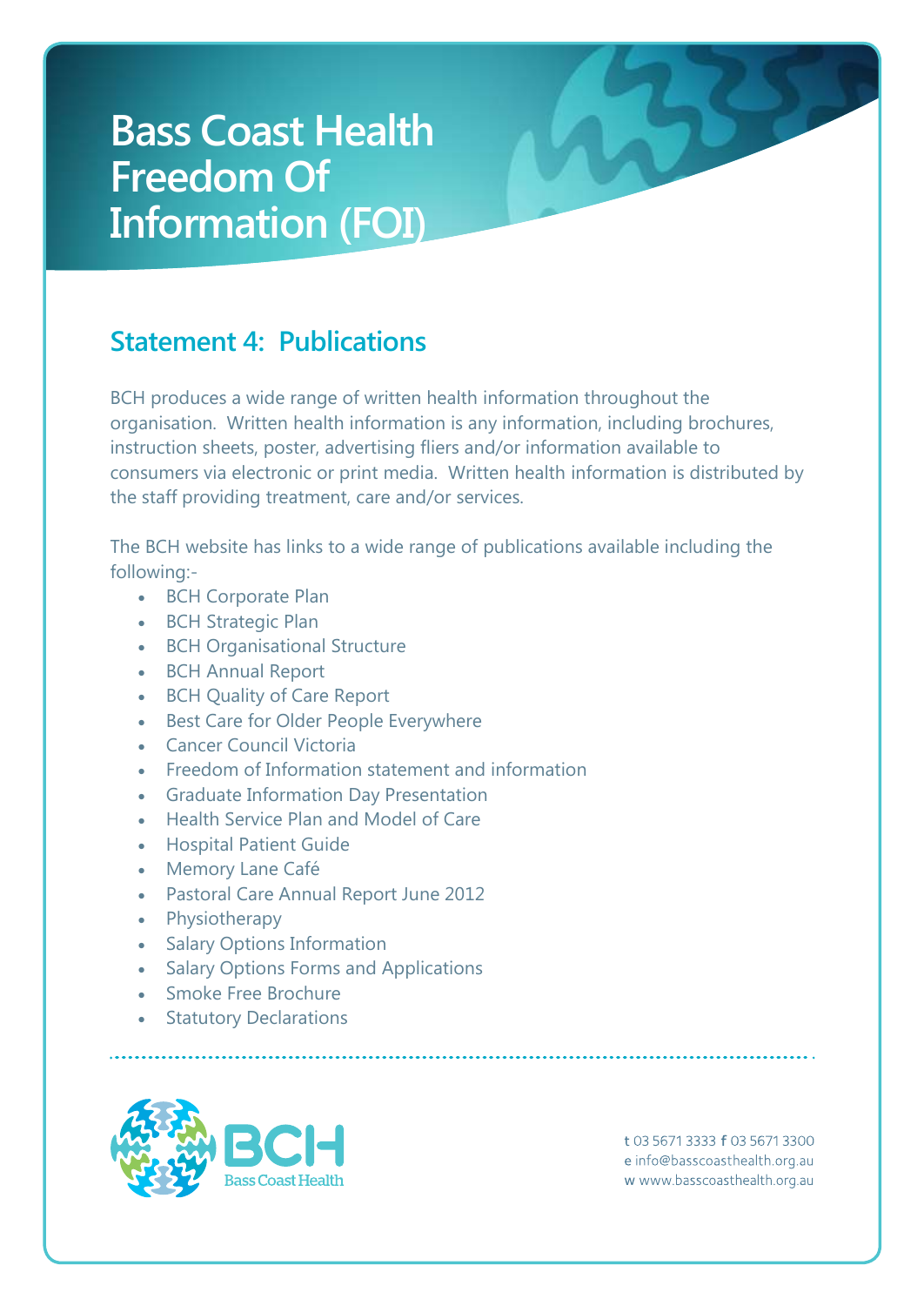# Bass Coast Health Freedom Of Information (FOI)

## Statement 4: Publications

BCH produces a wide range of written health information throughout the organisation. Written health information is any information, including brochures, instruction sheets, poster, advertising fliers and/or information available to consumers via electronic or print media. Written health information is distributed by the staff providing treatment, care and/or services.

The BCH website has links to a wide range of publications available including the following:-

- BCH Corporate Plan
- BCH Strategic Plan
- BCH Organisational Structure
- BCH Annual Report
- BCH Quality of Care Report
- Best Care for Older People Everywhere
- Cancer Council Victoria
- Freedom of Information statement and information
- Graduate Information Day Presentation
- Health Service Plan and Model of Care
- Hospital Patient Guide
- Memory Lane Café
- Pastoral Care Annual Report June 2012
- Physiotherapy
- Salary Options Information
- Salary Options Forms and Applications
- Smoke Free Brochure
- Statutory Declarations

BCH Bass Coast Health

t 03 5671 3333 f 03 5671 3300
e info@basscoasthealth.org.au
w www.basscoasthealth.org.au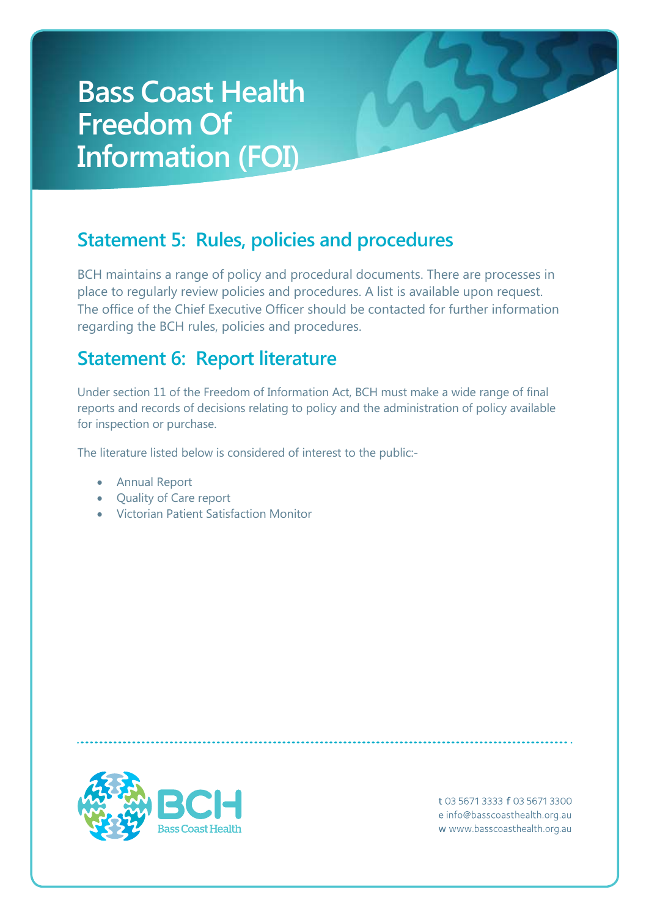# Bass Coast Health Freedom Of Information (FOI)

## Statement 5: Rules, policies and procedures

BCH maintains a range of policy and procedural documents. There are processes in place to regularly review policies and procedures. A list is available upon request. The office of the Chief Executive Officer should be contacted for further information regarding the BCH rules, policies and procedures.

## Statement 6: Report literature

Under section 11 of the Freedom of Information Act, BCH must make a wide range of final reports and records of decisions relating to policy and the administration of policy available for inspection or purchase.

The literature listed below is considered of interest to the public:-

- Annual Report
- Quality of Care report
- Victorian Patient Satisfaction Monitor

BCH Bass Coast Health

t 03 5671 3333 f 03 5671 3300
e info@basscoasthealth.org.au
w www.basscoasthealth.org.au